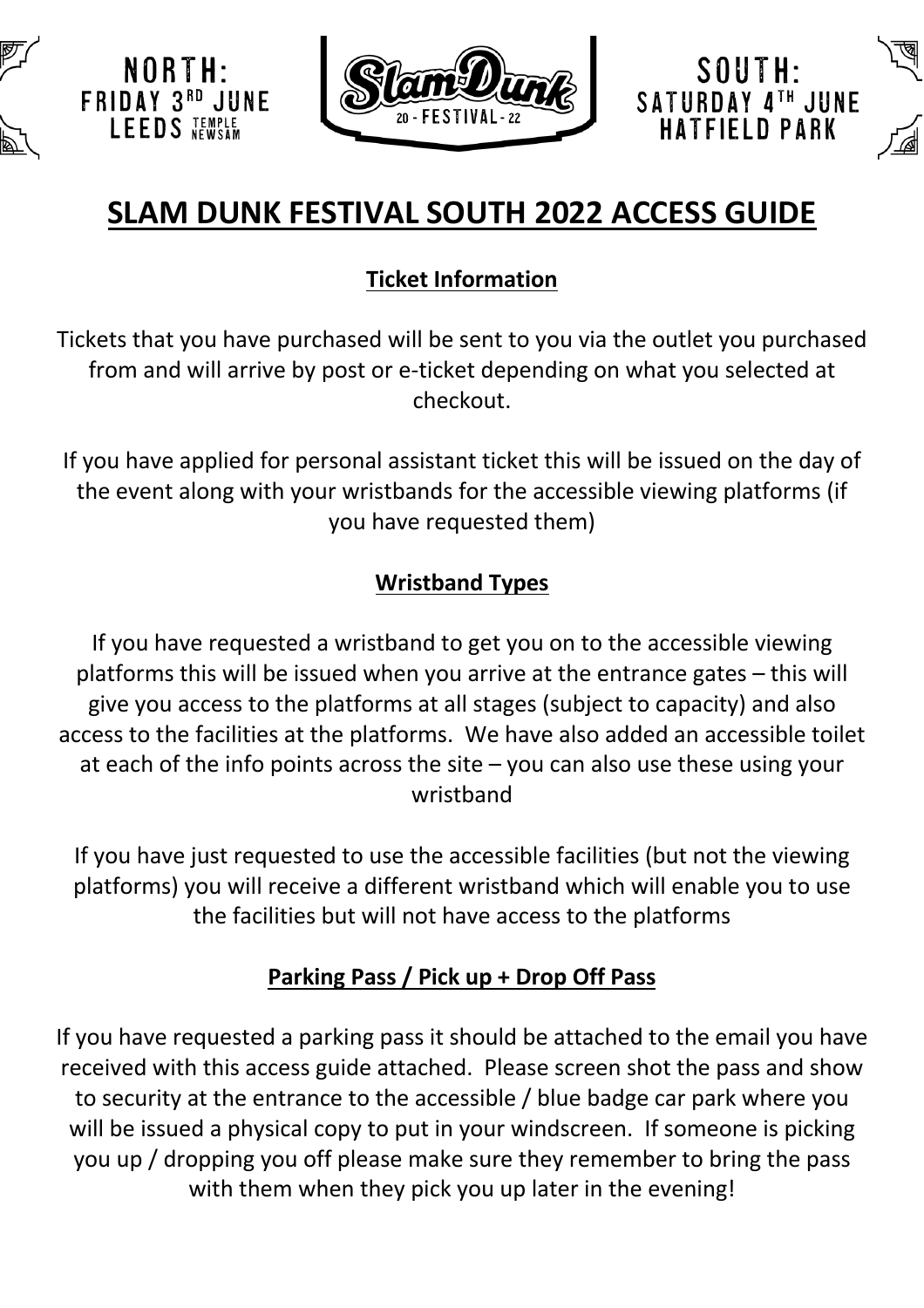NORTH:
FRIDAY 3RD JUNE
LEEDS TEMPLE NEWSAM

Slam Dunk 20 - FESTIVAL - 22

SOUTH:
SATURDAY 4TH JUNE
HATFIELD PARK

# SLAM DUNK FESTIVAL SOUTH 2022 ACCESS GUIDE

## Ticket Information

Tickets that you have purchased will be sent to you via the outlet you purchased from and will arrive by post or e-ticket depending on what you selected at checkout.

If you have applied for personal assistant ticket this will be issued on the day of the event along with your wristbands for the accessible viewing platforms (if you have requested them)

## Wristband Types

If you have requested a wristband to get you on to the accessible viewing platforms this will be issued when you arrive at the entrance gates – this will give you access to the platforms at all stages (subject to capacity) and also access to the facilities at the platforms. We have also added an accessible toilet at each of the info points across the site – you can also use these using your wristband

If you have just requested to use the accessible facilities (but not the viewing platforms) you will receive a different wristband which will enable you to use the facilities but will not have access to the platforms

## Parking Pass / Pick up + Drop Off Pass

If you have requested a parking pass it should be attached to the email you have received with this access guide attached. Please screen shot the pass and show to security at the entrance to the accessible / blue badge car park where you will be issued a physical copy to put in your windscreen. If someone is picking you up / dropping you off please make sure they remember to bring the pass with them when they pick you up later in the evening!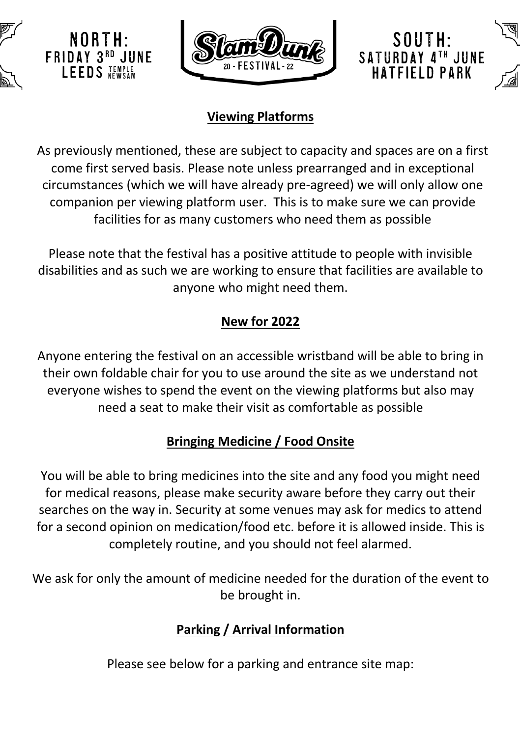## Viewing Platforms

As previously mentioned, these are subject to capacity and spaces are on a first come first served basis. Please note unless prearranged and in exceptional circumstances (which we will have already pre-agreed) we will only allow one companion per viewing platform user. This is to make sure we can provide facilities for as many customers who need them as possible

Please note that the festival has a positive attitude to people with invisible disabilities and as such we are working to ensure that facilities are available to anyone who might need them.

## New for 2022

Anyone entering the festival on an accessible wristband will be able to bring in their own foldable chair for you to use around the site as we understand not everyone wishes to spend the event on the viewing platforms but also may need a seat to make their visit as comfortable as possible

## Bringing Medicine / Food Onsite

You will be able to bring medicines into the site and any food you might need for medical reasons, please make security aware before they carry out their searches on the way in. Security at some venues may ask for medics to attend for a second opinion on medication/food etc. before it is allowed inside. This is completely routine, and you should not feel alarmed.

We ask for only the amount of medicine needed for the duration of the event to be brought in.

## Parking / Arrival Information

Please see below for a parking and entrance site map: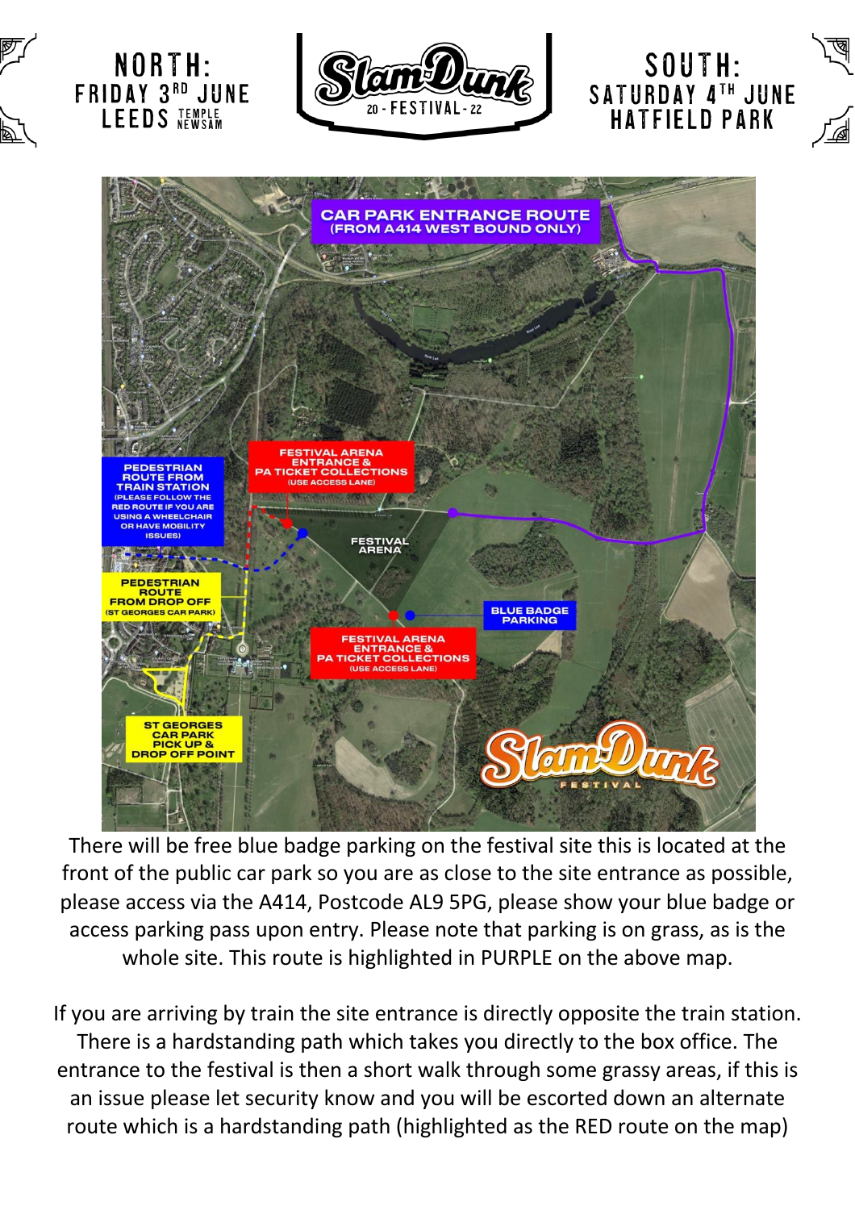NORTH:
FRIDAY 3RD JUNE
LEEDS TEMPLE NEWSAM

SOUTH:
SATURDAY 4TH JUNE
HATFIELD PARK

CAR PARK ENTRANCE ROUTE (FROM A414 WEST BOUND ONLY)

PEDESTRIAN ROUTE FROM TRAIN STATION (PLEASE FOLLOW THE RED ROUTE IF YOU ARE USING A WHEELCHAIR OR HAVE MOBILITY ISSUES)

FESTIVAL ARENA ENTRANCE & PA TICKET COLLECTIONS (USE ACCESS LANE)

FESTIVAL ARENA

PEDESTRIAN ROUTE FROM DROP OFF (ST GEORGES CAR PARK)

BLUE BADGE PARKING

FESTIVAL ARENA ENTRANCE & PA TICKET COLLECTIONS (USE ACCESS LANE)

ST GEORGES CAR PARK PICK UP & DROP OFF POINT

There will be free blue badge parking on the festival site this is located at the front of the public car park so you are as close to the site entrance as possible, please access via the A414, Postcode AL9 5PG, please show your blue badge or access parking pass upon entry. Please note that parking is on grass, as is the whole site. This route is highlighted in PURPLE on the above map.

If you are arriving by train the site entrance is directly opposite the train station. There is a hardstanding path which takes you directly to the box office. The entrance to the festival is then a short walk through some grassy areas, if this is an issue please let security know and you will be escorted down an alternate route which is a hardstanding path (highlighted as the RED route on the map)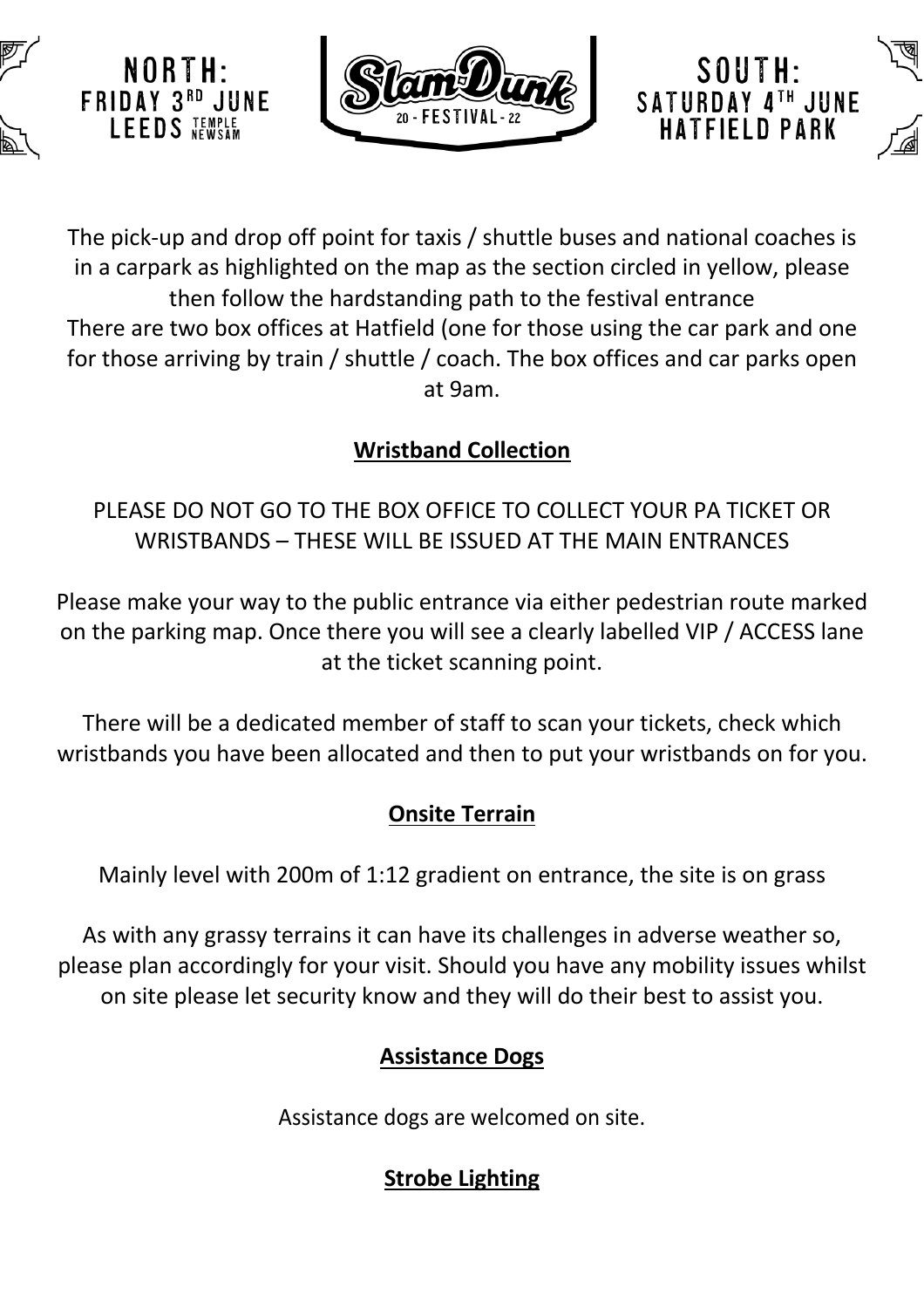The pick-up and drop off point for taxis / shuttle buses and national coaches is in a carpark as highlighted on the map as the section circled in yellow, please then follow the hardstanding path to the festival entrance
There are two box offices at Hatfield (one for those using the car park and one for those arriving by train / shuttle / coach. The box offices and car parks open at 9am.

## Wristband Collection

PLEASE DO NOT GO TO THE BOX OFFICE TO COLLECT YOUR PA TICKET OR WRISTBANDS – THESE WILL BE ISSUED AT THE MAIN ENTRANCES

Please make your way to the public entrance via either pedestrian route marked on the parking map. Once there you will see a clearly labelled VIP / ACCESS lane at the ticket scanning point.

There will be a dedicated member of staff to scan your tickets, check which wristbands you have been allocated and then to put your wristbands on for you.

## Onsite Terrain

Mainly level with 200m of 1:12 gradient on entrance, the site is on grass

As with any grassy terrains it can have its challenges in adverse weather so, please plan accordingly for your visit. Should you have any mobility issues whilst on site please let security know and they will do their best to assist you.

## Assistance Dogs

Assistance dogs are welcomed on site.

## Strobe Lighting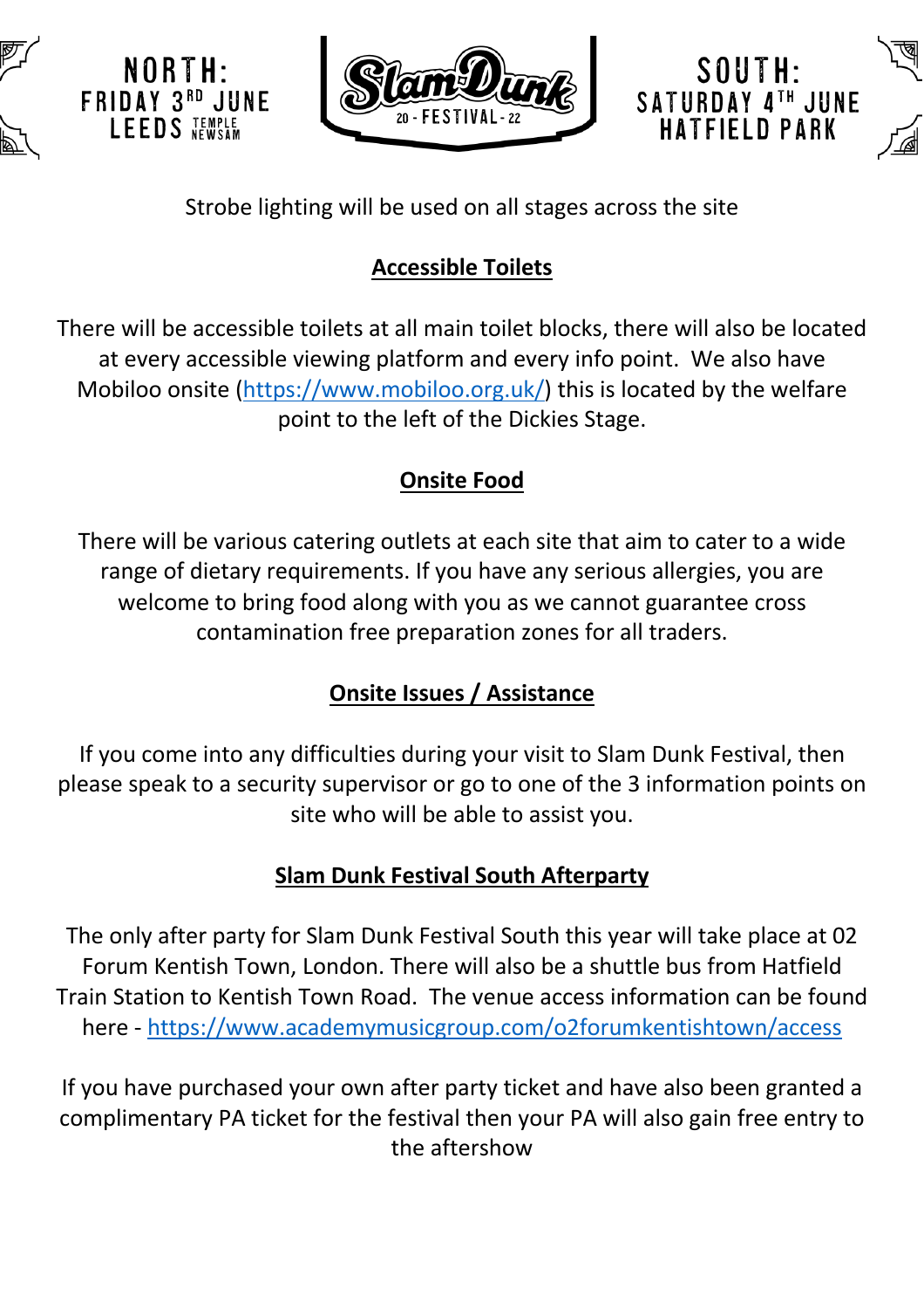Strobe lighting will be used on all stages across the site

## Accessible Toilets

There will be accessible toilets at all main toilet blocks, there will also be located at every accessible viewing platform and every info point. We also have Mobiloo onsite (https://www.mobiloo.org.uk/) this is located by the welfare point to the left of the Dickies Stage.

## Onsite Food

There will be various catering outlets at each site that aim to cater to a wide range of dietary requirements. If you have any serious allergies, you are welcome to bring food along with you as we cannot guarantee cross contamination free preparation zones for all traders.

## Onsite Issues / Assistance

If you come into any difficulties during your visit to Slam Dunk Festival, then please speak to a security supervisor or go to one of the 3 information points on site who will be able to assist you.

## Slam Dunk Festival South Afterparty

The only after party for Slam Dunk Festival South this year will take place at 02 Forum Kentish Town, London. There will also be a shuttle bus from Hatfield Train Station to Kentish Town Road. The venue access information can be found here - https://www.academymusicgroup.com/o2forumkentishtown/access

If you have purchased your own after party ticket and have also been granted a complimentary PA ticket for the festival then your PA will also gain free entry to the aftershow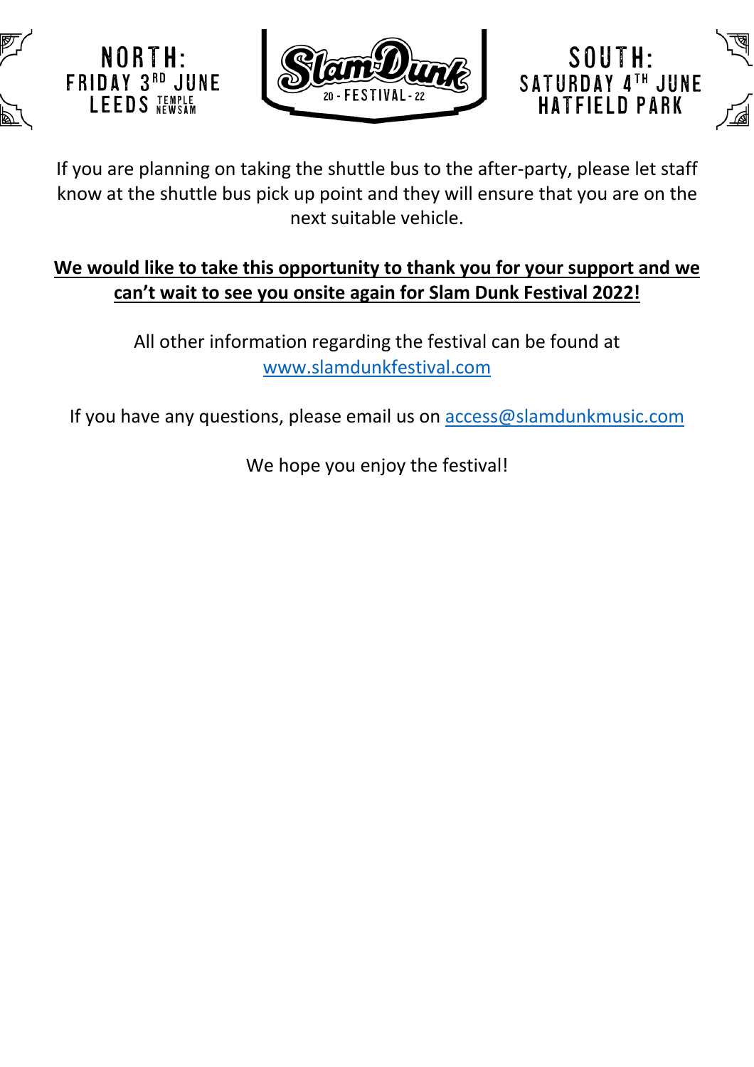If you are planning on taking the shuttle bus to the after-party, please let staff know at the shuttle bus pick up point and they will ensure that you are on the next suitable vehicle.

**We would like to take this opportunity to thank you for your support and we can't wait to see you onsite again for Slam Dunk Festival 2022!**

All other information regarding the festival can be found at [www.slamdunkfestival.com](http://www.slamdunkfestival.com)

If you have any questions, please email us on [access@slamdunkmusic.com](mailto:access@slamdunkmusic.com)

We hope you enjoy the festival!